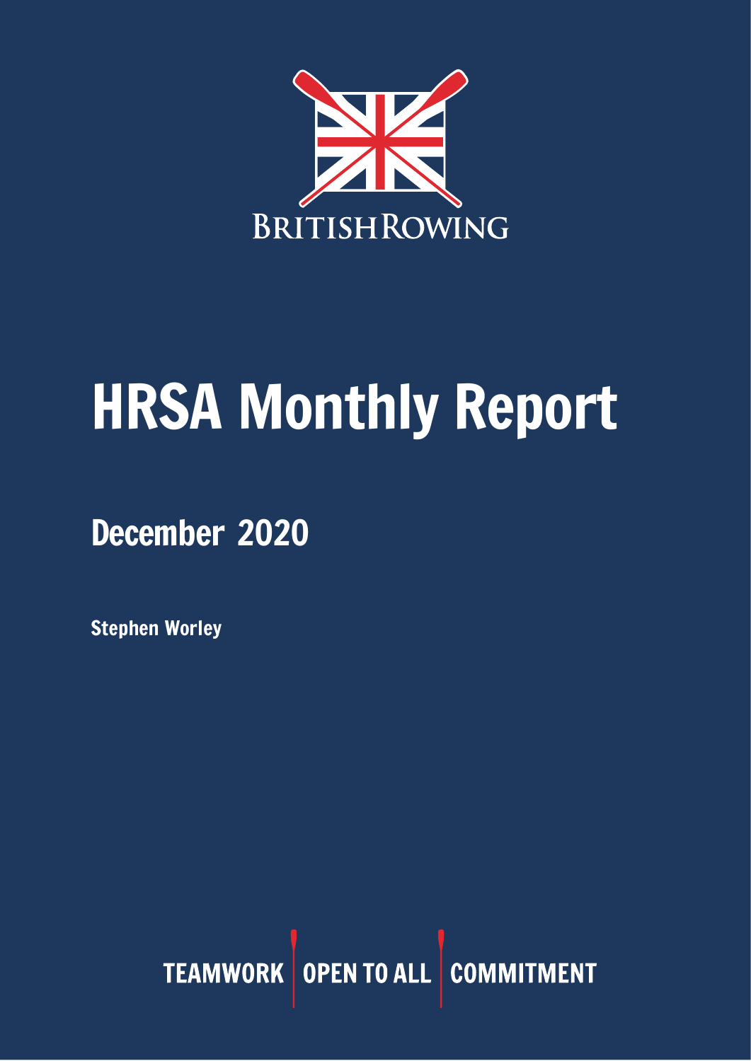BRITISH ROWING

# HRSA Monthly Report

## December 2020

**Stephen Worley**

TEAMWORK | OPEN TO ALL | COMMITMENT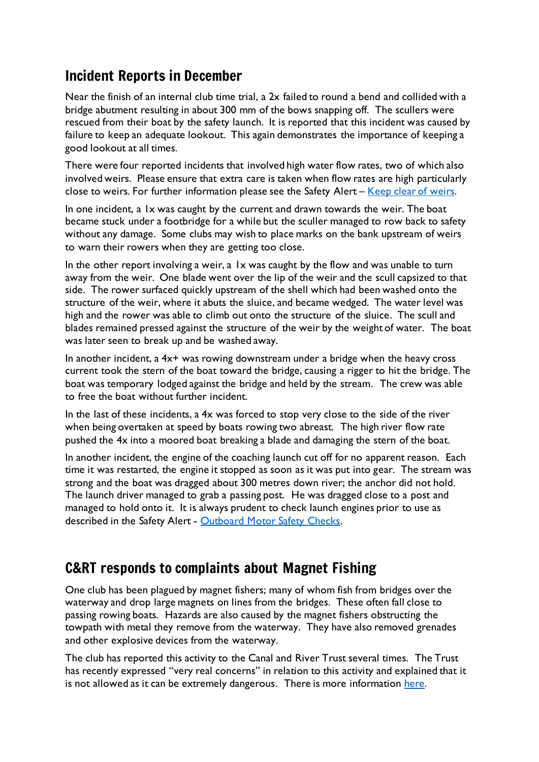## Incident Reports in December

Near the finish of an internal club time trial, a 2x failed to round a bend and collided with a bridge abutment resulting in about 300 mm of the bows snapping off. The scullers were rescued from their boat by the safety launch. It is reported that this incident was caused by failure to keep an adequate lookout. This again demonstrates the importance of keeping a good lookout at all times.

There were four reported incidents that involved high water flow rates, two of which also involved weirs. Please ensure that extra care is taken when flow rates are high particularly close to weirs. For further information please see the Safety Alert – [Keep clear of weirs](#).

In one incident, a 1x was caught by the current and drawn towards the weir. The boat became stuck under a footbridge for a while but the sculler managed to row back to safety without any damage. Some clubs may wish to place marks on the bank upstream of weirs to warn their rowers when they are getting too close.

In the other report involving a weir, a 1x was caught by the flow and was unable to turn away from the weir. One blade went over the lip of the weir and the scull capsized to that side. The rower surfaced quickly upstream of the shell which had been washed onto the structure of the weir, where it abuts the sluice, and became wedged. The water level was high and the rower was able to climb out onto the structure of the sluice. The scull and blades remained pressed against the structure of the weir by the weight of water. The boat was later seen to break up and be washed away.

In another incident, a 4x+ was rowing downstream under a bridge when the heavy cross current took the stern of the boat toward the bridge, causing a rigger to hit the bridge. The boat was temporary lodged against the bridge and held by the stream. The crew was able to free the boat without further incident.

In the last of these incidents, a 4x was forced to stop very close to the side of the river when being overtaken at speed by boats rowing two abreast. The high river flow rate pushed the 4x into a moored boat breaking a blade and damaging the stern of the boat.

In another incident, the engine of the coaching launch cut off for no apparent reason. Each time it was restarted, the engine it stopped as soon as it was put into gear. The stream was strong and the boat was dragged about 300 metres down river; the anchor did not hold. The launch driver managed to grab a passing post. He was dragged close to a post and managed to hold onto it. It is always prudent to check launch engines prior to use as described in the Safety Alert - [Outboard Motor Safety Checks](#).

## C&RT responds to complaints about Magnet Fishing

One club has been plagued by magnet fishers; many of whom fish from bridges over the waterway and drop large magnets on lines from the bridges. These often fall close to passing rowing boats. Hazards are also caused by the magnet fishers obstructing the towpath with metal they remove from the waterway. They have also removed grenades and other explosive devices from the waterway.

The club has reported this activity to the Canal and River Trust several times. The Trust has recently expressed "very real concerns" in relation to this activity and explained that it is not allowed as it can be extremely dangerous. There is more information [here](#).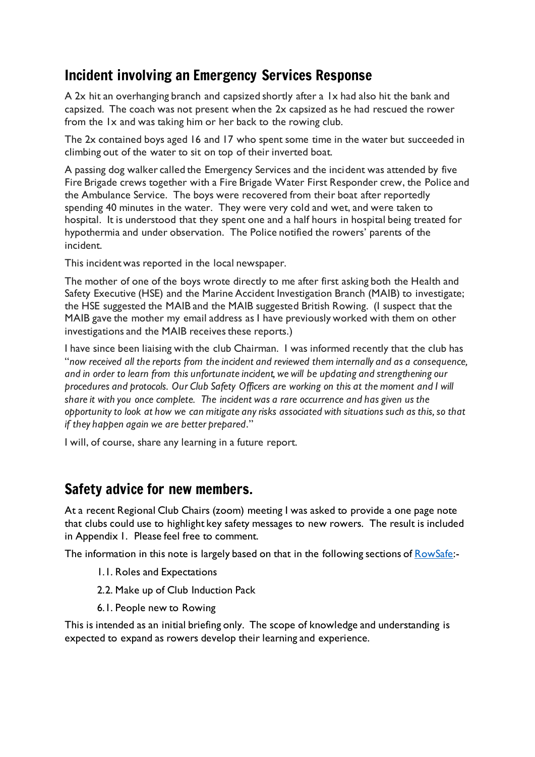## Incident involving an Emergency Services Response

A 2x hit an overhanging branch and capsized shortly after a 1x had also hit the bank and capsized. The coach was not present when the 2x capsized as he had rescued the rower from the 1x and was taking him or her back to the rowing club.

The 2x contained boys aged 16 and 17 who spent some time in the water but succeeded in climbing out of the water to sit on top of their inverted boat.

A passing dog walker called the Emergency Services and the incident was attended by five Fire Brigade crews together with a Fire Brigade Water First Responder crew, the Police and the Ambulance Service. The boys were recovered from their boat after reportedly spending 40 minutes in the water. They were very cold and wet, and were taken to hospital. It is understood that they spent one and a half hours in hospital being treated for hypothermia and under observation. The Police notified the rowers' parents of the incident.

This incident was reported in the local newspaper.

The mother of one of the boys wrote directly to me after first asking both the Health and Safety Executive (HSE) and the Marine Accident Investigation Branch (MAIB) to investigate; the HSE suggested the MAIB and the MAIB suggested British Rowing. (I suspect that the MAIB gave the mother my email address as I have previously worked with them on other investigations and the MAIB receives these reports.)

I have since been liaising with the club Chairman. I was informed recently that the club has "*now received all the reports from the incident and reviewed them internally and as a consequence, and in order to learn from this unfortunate incident, we will be updating and strengthening our procedures and protocols. Our Club Safety Officers are working on this at the moment and I will share it with you once complete. The incident was a rare occurrence and has given us the opportunity to look at how we can mitigate any risks associated with situations such as this, so that if they happen again we are better prepared*."

I will, of course, share any learning in a future report.

## Safety advice for new members.

At a recent Regional Club Chairs (zoom) meeting I was asked to provide a one page note that clubs could use to highlight key safety messages to new rowers. The result is included in Appendix 1. Please feel free to comment.

The information in this note is largely based on that in the following sections of [RowSafe](RowSafe):-

1.1. Roles and Expectations

2.2. Make up of Club Induction Pack

6.1. People new to Rowing

This is intended as an initial briefing only. The scope of knowledge and understanding is expected to expand as rowers develop their learning and experience.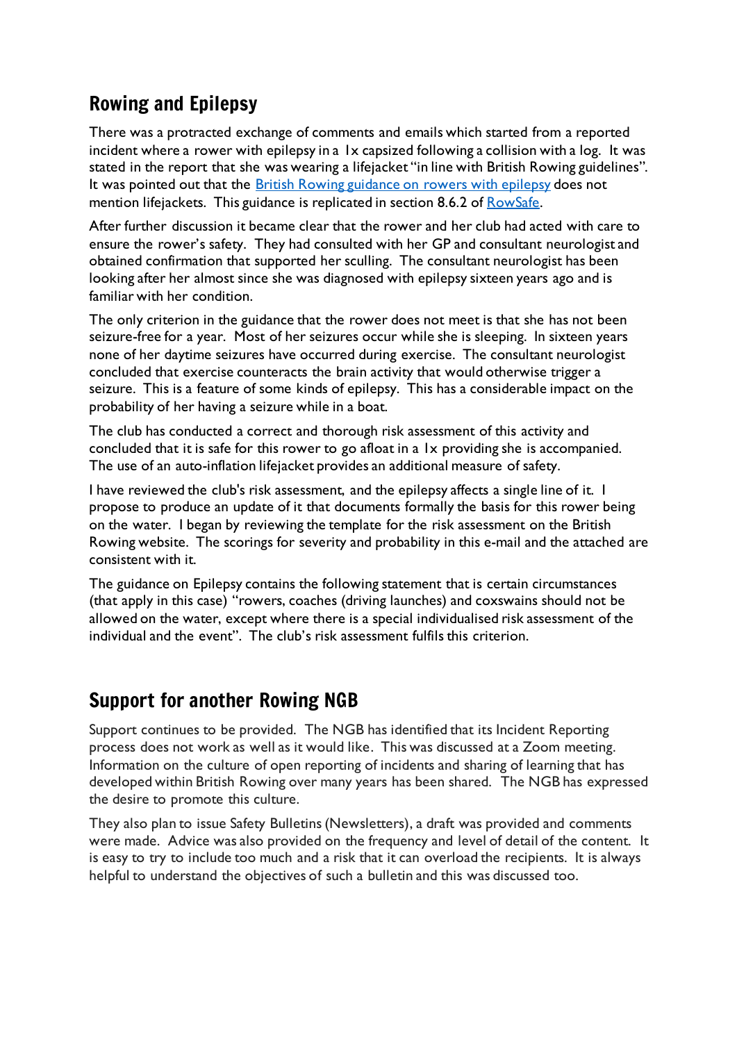## Rowing and Epilepsy

There was a protracted exchange of comments and emails which started from a reported incident where a rower with epilepsy in a 1x capsized following a collision with a log. It was stated in the report that she was wearing a lifejacket "in line with British Rowing guidelines". It was pointed out that the British Rowing guidance on rowers with epilepsy does not mention lifejackets. This guidance is replicated in section 8.6.2 of RowSafe.

After further discussion it became clear that the rower and her club had acted with care to ensure the rower's safety. They had consulted with her GP and consultant neurologist and obtained confirmation that supported her sculling. The consultant neurologist has been looking after her almost since she was diagnosed with epilepsy sixteen years ago and is familiar with her condition.

The only criterion in the guidance that the rower does not meet is that she has not been seizure-free for a year. Most of her seizures occur while she is sleeping. In sixteen years none of her daytime seizures have occurred during exercise. The consultant neurologist concluded that exercise counteracts the brain activity that would otherwise trigger a seizure. This is a feature of some kinds of epilepsy. This has a considerable impact on the probability of her having a seizure while in a boat.

The club has conducted a correct and thorough risk assessment of this activity and concluded that it is safe for this rower to go afloat in a 1x providing she is accompanied. The use of an auto-inflation lifejacket provides an additional measure of safety.

I have reviewed the club's risk assessment, and the epilepsy affects a single line of it. I propose to produce an update of it that documents formally the basis for this rower being on the water. I began by reviewing the template for the risk assessment on the British Rowing website. The scorings for severity and probability in this e-mail and the attached are consistent with it.

The guidance on Epilepsy contains the following statement that is certain circumstances (that apply in this case) "rowers, coaches (driving launches) and coxswains should not be allowed on the water, except where there is a special individualised risk assessment of the individual and the event". The club's risk assessment fulfils this criterion.

## Support for another Rowing NGB

Support continues to be provided. The NGB has identified that its Incident Reporting process does not work as well as it would like. This was discussed at a Zoom meeting. Information on the culture of open reporting of incidents and sharing of learning that has developed within British Rowing over many years has been shared. The NGB has expressed the desire to promote this culture.

They also plan to issue Safety Bulletins (Newsletters), a draft was provided and comments were made. Advice was also provided on the frequency and level of detail of the content. It is easy to try to include too much and a risk that it can overload the recipients. It is always helpful to understand the objectives of such a bulletin and this was discussed too.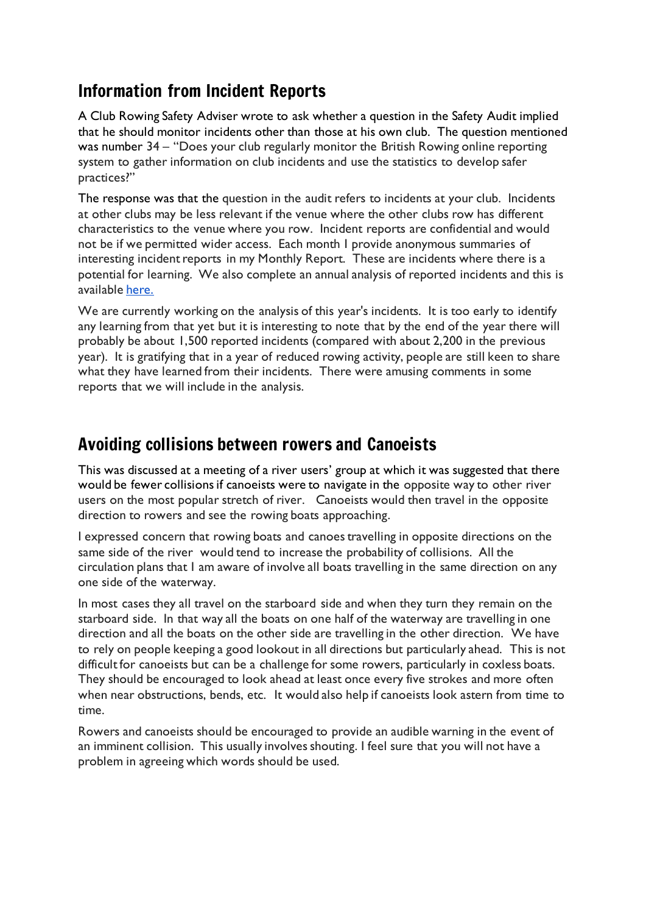## Information from Incident Reports

A Club Rowing Safety Adviser wrote to ask whether a question in the Safety Audit implied that he should monitor incidents other than those at his own club. The question mentioned was number 34 – "Does your club regularly monitor the British Rowing online reporting system to gather information on club incidents and use the statistics to develop safer practices?"

The response was that the question in the audit refers to incidents at your club. Incidents at other clubs may be less relevant if the venue where the other clubs row has different characteristics to the venue where you row. Incident reports are confidential and would not be if we permitted wider access. Each month I provide anonymous summaries of interesting incident reports in my Monthly Report. These are incidents where there is a potential for learning. We also complete an annual analysis of reported incidents and this is available [here.]

We are currently working on the analysis of this year's incidents. It is too early to identify any learning from that yet but it is interesting to note that by the end of the year there will probably be about 1,500 reported incidents (compared with about 2,200 in the previous year). It is gratifying that in a year of reduced rowing activity, people are still keen to share what they have learned from their incidents. There were amusing comments in some reports that we will include in the analysis.

## Avoiding collisions between rowers and Canoeists

This was discussed at a meeting of a river users' group at which it was suggested that there would be fewer collisions if canoeists were to navigate in the opposite way to other river users on the most popular stretch of river. Canoeists would then travel in the opposite direction to rowers and see the rowing boats approaching.

I expressed concern that rowing boats and canoes travelling in opposite directions on the same side of the river would tend to increase the probability of collisions. All the circulation plans that I am aware of involve all boats travelling in the same direction on any one side of the waterway.

In most cases they all travel on the starboard side and when they turn they remain on the starboard side. In that way all the boats on one half of the waterway are travelling in one direction and all the boats on the other side are travelling in the other direction. We have to rely on people keeping a good lookout in all directions but particularly ahead. This is not difficult for canoeists but can be a challenge for some rowers, particularly in coxless boats. They should be encouraged to look ahead at least once every five strokes and more often when near obstructions, bends, etc. It would also help if canoeists look astern from time to time.

Rowers and canoeists should be encouraged to provide an audible warning in the event of an imminent collision. This usually involves shouting. I feel sure that you will not have a problem in agreeing which words should be used.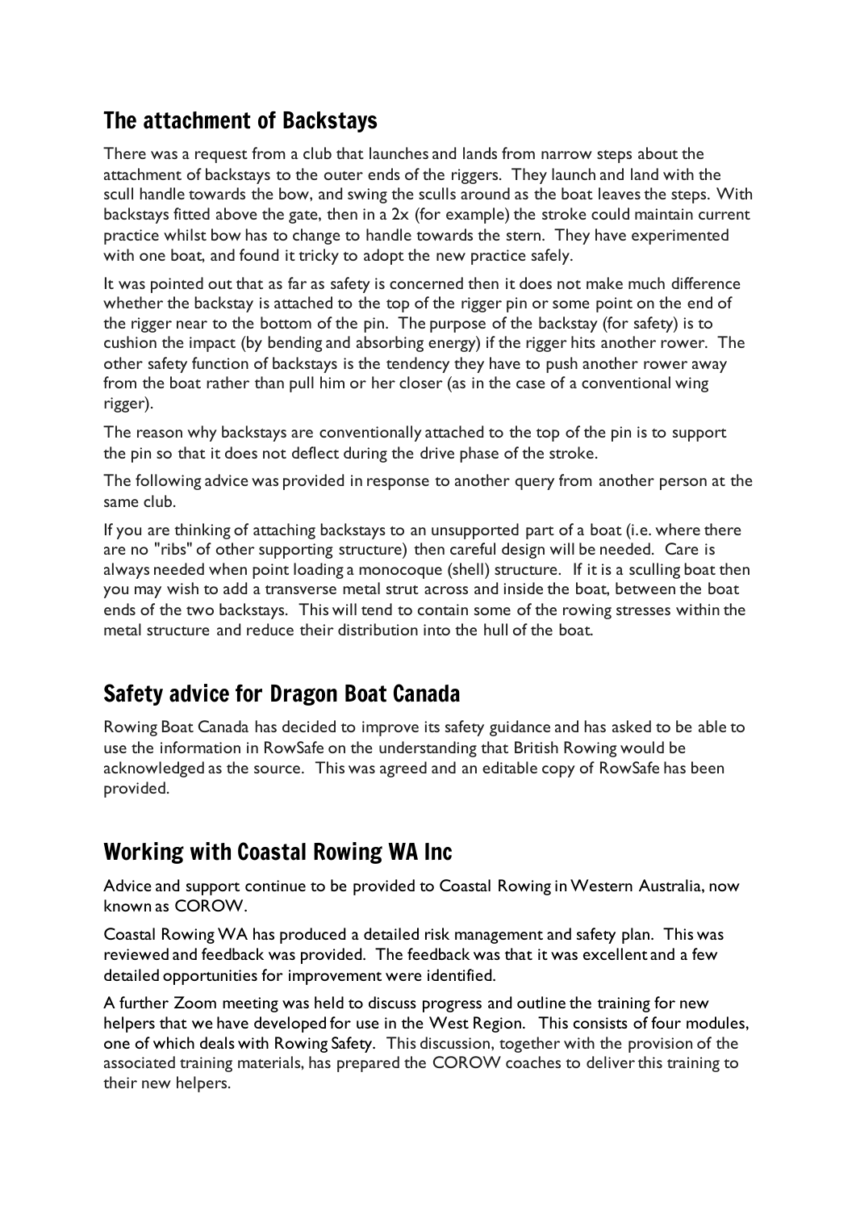## The attachment of Backstays

There was a request from a club that launches and lands from narrow steps about the attachment of backstays to the outer ends of the riggers. They launch and land with the scull handle towards the bow, and swing the sculls around as the boat leaves the steps. With backstays fitted above the gate, then in a 2x (for example) the stroke could maintain current practice whilst bow has to change to handle towards the stern. They have experimented with one boat, and found it tricky to adopt the new practice safely.

It was pointed out that as far as safety is concerned then it does not make much difference whether the backstay is attached to the top of the rigger pin or some point on the end of the rigger near to the bottom of the pin. The purpose of the backstay (for safety) is to cushion the impact (by bending and absorbing energy) if the rigger hits another rower. The other safety function of backstays is the tendency they have to push another rower away from the boat rather than pull him or her closer (as in the case of a conventional wing rigger).

The reason why backstays are conventionally attached to the top of the pin is to support the pin so that it does not deflect during the drive phase of the stroke.

The following advice was provided in response to another query from another person at the same club.

If you are thinking of attaching backstays to an unsupported part of a boat (i.e. where there are no "ribs" of other supporting structure) then careful design will be needed. Care is always needed when point loading a monocoque (shell) structure. If it is a sculling boat then you may wish to add a transverse metal strut across and inside the boat, between the boat ends of the two backstays. This will tend to contain some of the rowing stresses within the metal structure and reduce their distribution into the hull of the boat.

## Safety advice for Dragon Boat Canada

Rowing Boat Canada has decided to improve its safety guidance and has asked to be able to use the information in RowSafe on the understanding that British Rowing would be acknowledged as the source. This was agreed and an editable copy of RowSafe has been provided.

## Working with Coastal Rowing WA Inc

Advice and support continue to be provided to Coastal Rowing in Western Australia, now known as COROW.

Coastal Rowing WA has produced a detailed risk management and safety plan. This was reviewed and feedback was provided. The feedback was that it was excellent and a few detailed opportunities for improvement were identified.

A further Zoom meeting was held to discuss progress and outline the training for new helpers that we have developed for use in the West Region. This consists of four modules, one of which deals with Rowing Safety. This discussion, together with the provision of the associated training materials, has prepared the COROW coaches to deliver this training to their new helpers.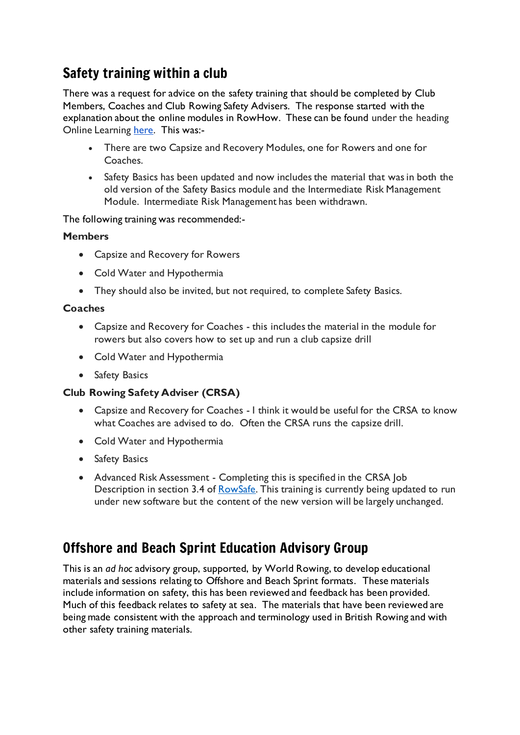## Safety training within a club

There was a request for advice on the safety training that should be completed by Club Members, Coaches and Club Rowing Safety Advisers. The response started with the explanation about the online modules in RowHow. These can be found under the heading Online Learning here. This was:-

- There are two Capsize and Recovery Modules, one for Rowers and one for Coaches.
- Safety Basics has been updated and now includes the material that was in both the old version of the Safety Basics module and the Intermediate Risk Management Module. Intermediate Risk Management has been withdrawn.

The following training was recommended:-

**Members**

- Capsize and Recovery for Rowers
- Cold Water and Hypothermia
- They should also be invited, but not required, to complete Safety Basics.

**Coaches**

- Capsize and Recovery for Coaches - this includes the material in the module for rowers but also covers how to set up and run a club capsize drill
- Cold Water and Hypothermia
- Safety Basics

**Club Rowing Safety Adviser (CRSA)**

- Capsize and Recovery for Coaches - I think it would be useful for the CRSA to know what Coaches are advised to do. Often the CRSA runs the capsize drill.
- Cold Water and Hypothermia
- Safety Basics
- Advanced Risk Assessment - Completing this is specified in the CRSA Job Description in section 3.4 of RowSafe. This training is currently being updated to run under new software but the content of the new version will be largely unchanged.

## Offshore and Beach Sprint Education Advisory Group

This is an *ad hoc* advisory group, supported, by World Rowing, to develop educational materials and sessions relating to Offshore and Beach Sprint formats. These materials include information on safety, this has been reviewed and feedback has been provided. Much of this feedback relates to safety at sea. The materials that have been reviewed are being made consistent with the approach and terminology used in British Rowing and with other safety training materials.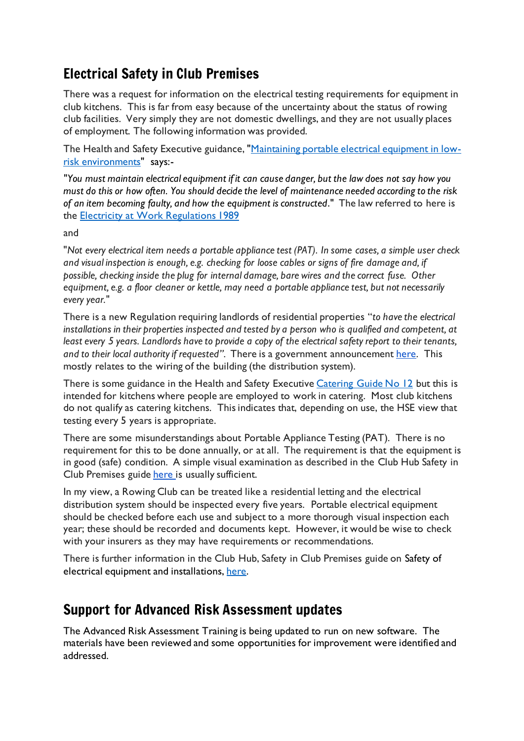## Electrical Safety in Club Premises

There was a request for information on the electrical testing requirements for equipment in club kitchens. This is far from easy because of the uncertainty about the status of rowing club facilities. Very simply they are not domestic dwellings, and they are not usually places of employment. The following information was provided.

The Health and Safety Executive guidance, "Maintaining portable electrical equipment in low-risk environments" says:-

"*You must maintain electrical equipment if it can cause danger, but the law does not say how you must do this or how often. You should decide the level of maintenance needed according to the risk of an item becoming faulty, and how the equipment is constructed*." The law referred to here is the Electricity at Work Regulations 1989

and

"*Not every electrical item needs a portable appliance test (PAT). In some cases, a simple user check and visual inspection is enough, e.g. checking for loose cables or signs of fire damage and, if possible, checking inside the plug for internal damage, bare wires and the correct fuse. Other equipment, e.g. a floor cleaner or kettle, may need a portable appliance test, but not necessarily every year.*"

There is a new Regulation requiring landlords of residential properties "*to have the electrical installations in their properties inspected and tested by a person who is qualified and competent, at least every 5 years. Landlords have to provide a copy of the electrical safety report to their tenants, and to their local authority if requested*". There is a government announcement here. This mostly relates to the wiring of the building (the distribution system).

There is some guidance in the Health and Safety Executive Catering Guide No 12 but this is intended for kitchens where people are employed to work in catering. Most club kitchens do not qualify as catering kitchens. This indicates that, depending on use, the HSE view that testing every 5 years is appropriate.

There are some misunderstandings about Portable Appliance Testing (PAT). There is no requirement for this to be done annually, or at all. The requirement is that the equipment is in good (safe) condition. A simple visual examination as described in the Club Hub Safety in Club Premises guide here is usually sufficient.

In my view, a Rowing Club can be treated like a residential letting and the electrical distribution system should be inspected every five years. Portable electrical equipment should be checked before each use and subject to a more thorough visual inspection each year; these should be recorded and documents kept. However, it would be wise to check with your insurers as they may have requirements or recommendations.

There is further information in the Club Hub, Safety in Club Premises guide on Safety of electrical equipment and installations, here.

## Support for Advanced Risk Assessment updates

The Advanced Risk Assessment Training is being updated to run on new software. The materials have been reviewed and some opportunities for improvement were identified and addressed.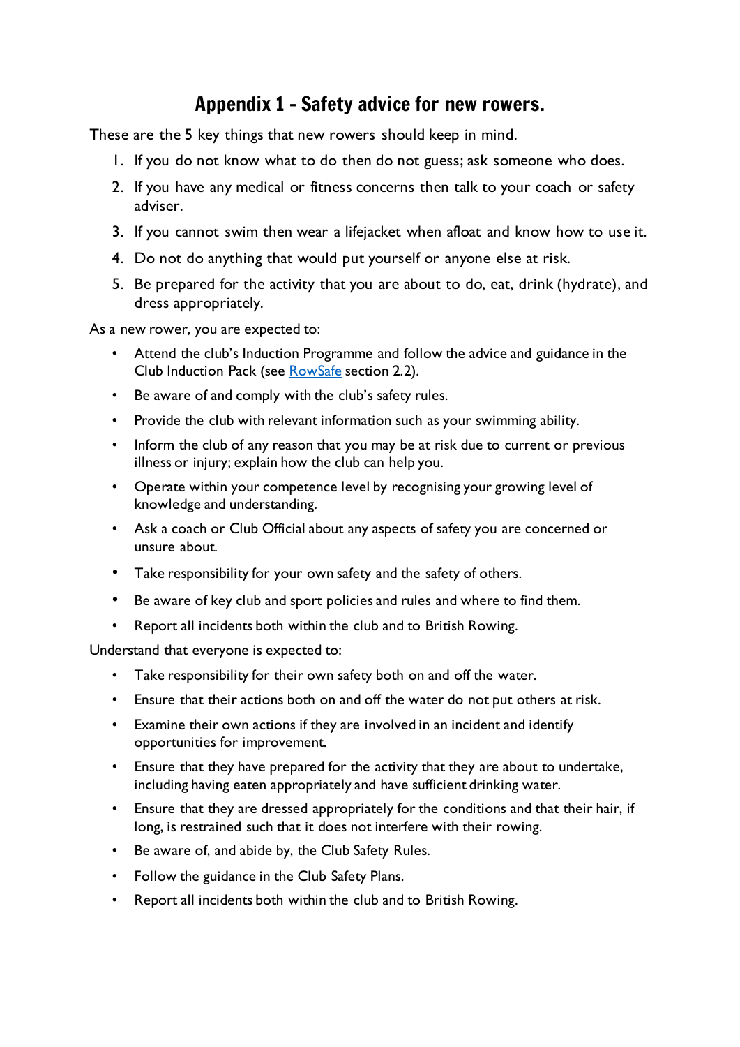# Appendix 1 - Safety advice for new rowers.

These are the 5 key things that new rowers should keep in mind.

1. If you do not know what to do then do not guess; ask someone who does.
2. If you have any medical or fitness concerns then talk to your coach or safety adviser.
3. If you cannot swim then wear a lifejacket when afloat and know how to use it.
4. Do not do anything that would put yourself or anyone else at risk.
5. Be prepared for the activity that you are about to do, eat, drink (hydrate), and dress appropriately.

As a new rower, you are expected to:

- Attend the club's Induction Programme and follow the advice and guidance in the Club Induction Pack (see RowSafe section 2.2).
- Be aware of and comply with the club's safety rules.
- Provide the club with relevant information such as your swimming ability.
- Inform the club of any reason that you may be at risk due to current or previous illness or injury; explain how the club can help you.
- Operate within your competence level by recognising your growing level of knowledge and understanding.
- Ask a coach or Club Official about any aspects of safety you are concerned or unsure about.
- Take responsibility for your own safety and the safety of others.
- Be aware of key club and sport policies and rules and where to find them.
- Report all incidents both within the club and to British Rowing.

Understand that everyone is expected to:

- Take responsibility for their own safety both on and off the water.
- Ensure that their actions both on and off the water do not put others at risk.
- Examine their own actions if they are involved in an incident and identify opportunities for improvement.
- Ensure that they have prepared for the activity that they are about to undertake, including having eaten appropriately and have sufficient drinking water.
- Ensure that they are dressed appropriately for the conditions and that their hair, if long, is restrained such that it does not interfere with their rowing.
- Be aware of, and abide by, the Club Safety Rules.
- Follow the guidance in the Club Safety Plans.
- Report all incidents both within the club and to British Rowing.